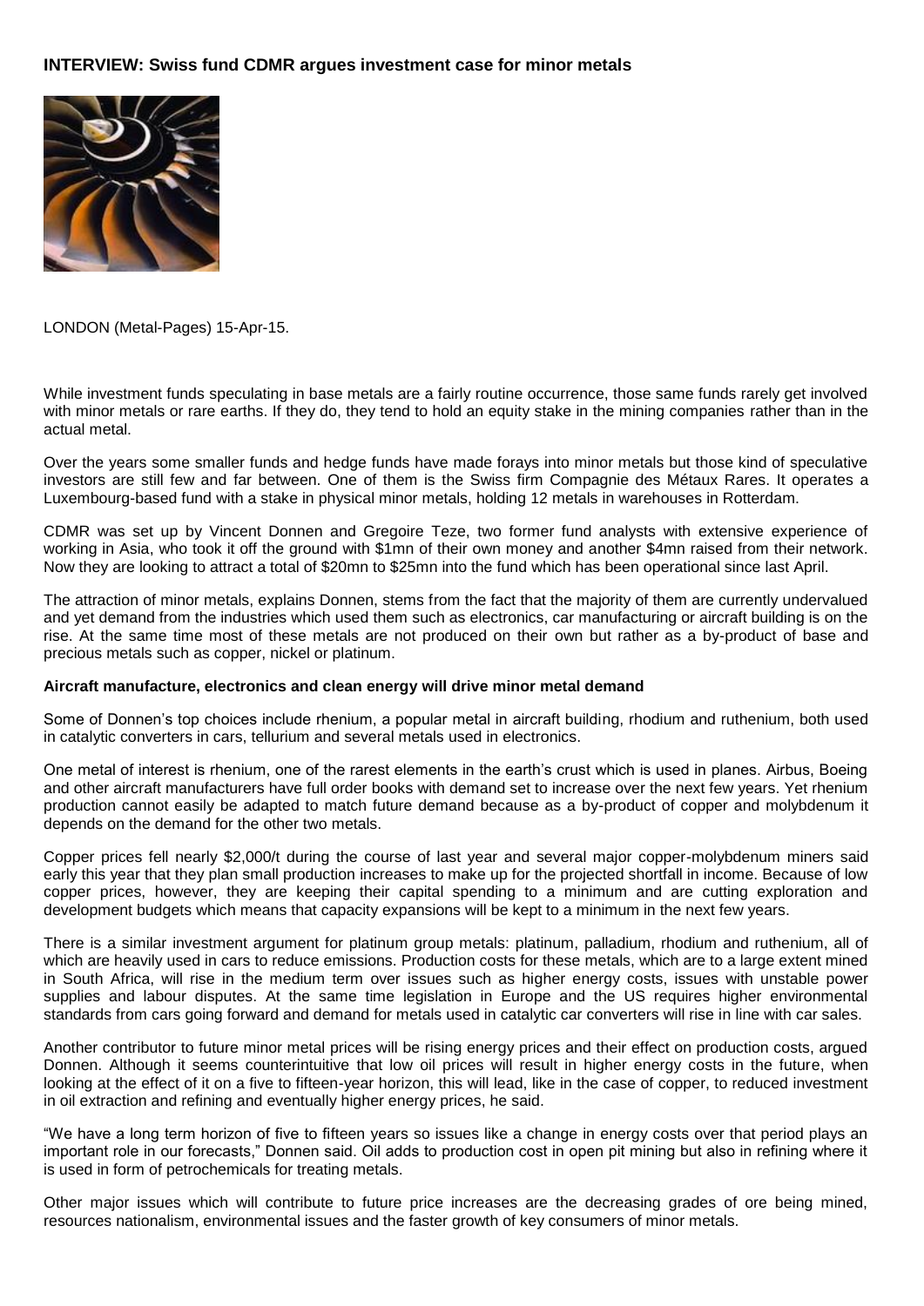**INTERVIEW: Swiss fund CDMR argues investment case for minor metals**

LONDON (Metal-Pages) 15-Apr-15.

While investment funds speculating in base metals are a fairly routine occurrence, those same funds rarely get involved with minor metals or rare earths. If they do, they tend to hold an equity stake in the mining companies rather than in the actual metal.

Over the years some smaller funds and hedge funds have made forays into minor metals but those kind of speculative investors are still few and far between. One of them is the Swiss firm Compagnie des Métaux Rares. It operates a Luxembourg-based fund with a stake in physical minor metals, holding 12 metals in warehouses in Rotterdam.

CDMR was set up by Vincent Donnen and Gregoire Teze, two former fund analysts with extensive experience of working in Asia, who took it off the ground with $1mn of their own money and another $4mn raised from their network. Now they are looking to attract a total of $20mn to $25mn into the fund which has been operational since last April.

The attraction of minor metals, explains Donnen, stems from the fact that the majority of them are currently undervalued and yet demand from the industries which used them such as electronics, car manufacturing or aircraft building is on the rise. At the same time most of these metals are not produced on their own but rather as a by-product of base and precious metals such as copper, nickel or platinum.

**Aircraft manufacture, electronics and clean energy will drive minor metal demand**

Some of Donnen's top choices include rhenium, a popular metal in aircraft building, rhodium and ruthenium, both used in catalytic converters in cars, tellurium and several metals used in electronics.

One metal of interest is rhenium, one of the rarest elements in the earth's crust which is used in planes. Airbus, Boeing and other aircraft manufacturers have full order books with demand set to increase over the next few years. Yet rhenium production cannot easily be adapted to match future demand because as a by-product of copper and molybdenum it depends on the demand for the other two metals.

Copper prices fell nearly $2,000/t during the course of last year and several major copper-molybdenum miners said early this year that they plan small production increases to make up for the projected shortfall in income. Because of low copper prices, however, they are keeping their capital spending to a minimum and are cutting exploration and development budgets which means that capacity expansions will be kept to a minimum in the next few years.

There is a similar investment argument for platinum group metals: platinum, palladium, rhodium and ruthenium, all of which are heavily used in cars to reduce emissions. Production costs for these metals, which are to a large extent mined in South Africa, will rise in the medium term over issues such as higher energy costs, issues with unstable power supplies and labour disputes. At the same time legislation in Europe and the US requires higher environmental standards from cars going forward and demand for metals used in catalytic car converters will rise in line with car sales.

Another contributor to future minor metal prices will be rising energy prices and their effect on production costs, argued Donnen. Although it seems counterintuitive that low oil prices will result in higher energy costs in the future, when looking at the effect of it on a five to fifteen-year horizon, this will lead, like in the case of copper, to reduced investment in oil extraction and refining and eventually higher energy prices, he said.

"We have a long term horizon of five to fifteen years so issues like a change in energy costs over that period plays an important role in our forecasts," Donnen said. Oil adds to production cost in open pit mining but also in refining where it is used in form of petrochemicals for treating metals.

Other major issues which will contribute to future price increases are the decreasing grades of ore being mined, resources nationalism, environmental issues and the faster growth of key consumers of minor metals.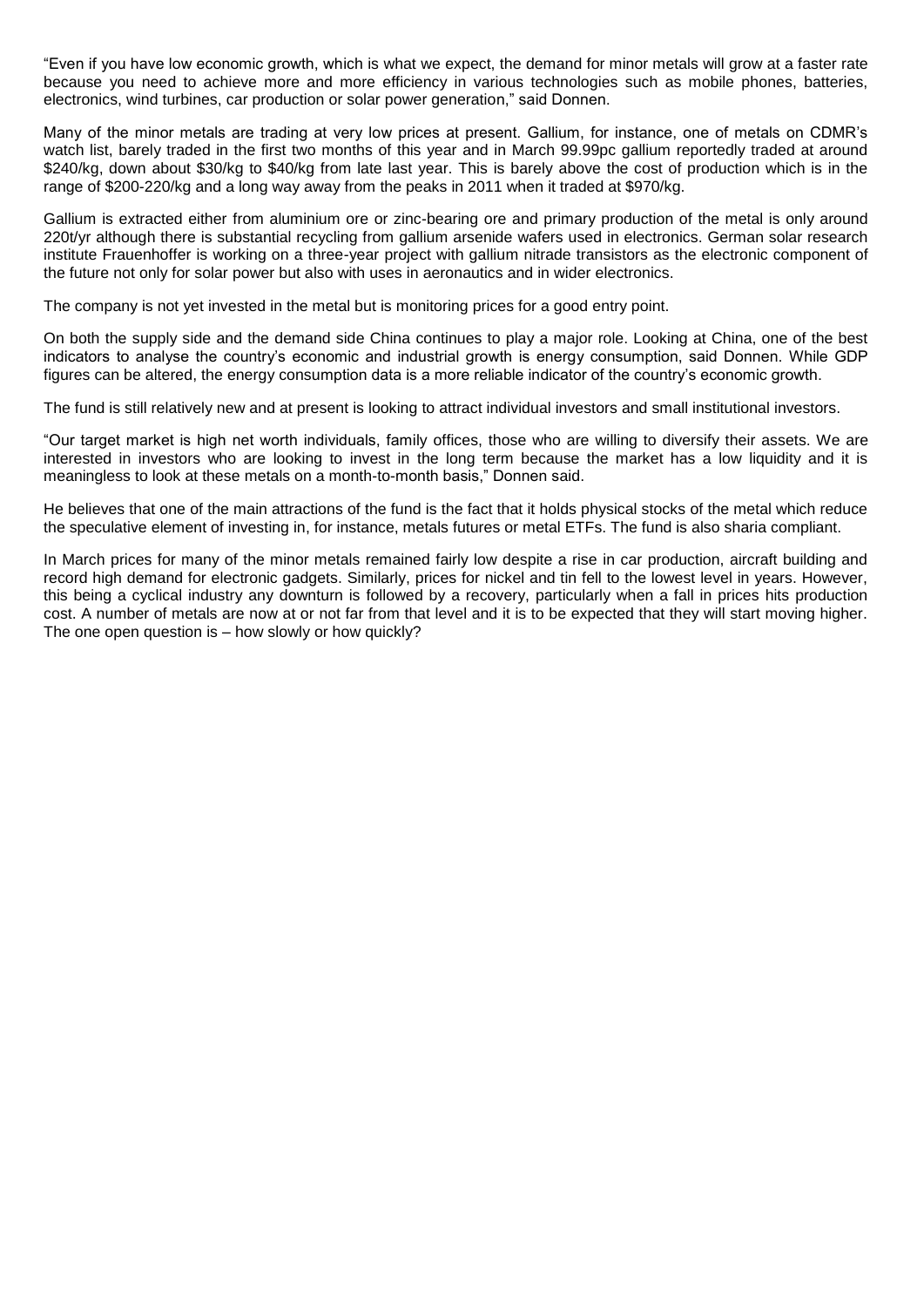"Even if you have low economic growth, which is what we expect, the demand for minor metals will grow at a faster rate because you need to achieve more and more efficiency in various technologies such as mobile phones, batteries, electronics, wind turbines, car production or solar power generation," said Donnen.

Many of the minor metals are trading at very low prices at present. Gallium, for instance, one of metals on CDMR's watch list, barely traded in the first two months of this year and in March 99.99pc gallium reportedly traded at around \$240/kg, down about \$30/kg to \$40/kg from late last year. This is barely above the cost of production which is in the range of \$200-220/kg and a long way away from the peaks in 2011 when it traded at \$970/kg.

Gallium is extracted either from aluminium ore or zinc-bearing ore and primary production of the metal is only around 220t/yr although there is substantial recycling from gallium arsenide wafers used in electronics. German solar research institute Frauenhoffer is working on a three-year project with gallium nitrade transistors as the electronic component of the future not only for solar power but also with uses in aeronautics and in wider electronics.

The company is not yet invested in the metal but is monitoring prices for a good entry point.

On both the supply side and the demand side China continues to play a major role. Looking at China, one of the best indicators to analyse the country's economic and industrial growth is energy consumption, said Donnen. While GDP figures can be altered, the energy consumption data is a more reliable indicator of the country's economic growth.

The fund is still relatively new and at present is looking to attract individual investors and small institutional investors.

"Our target market is high net worth individuals, family offices, those who are willing to diversify their assets. We are interested in investors who are looking to invest in the long term because the market has a low liquidity and it is meaningless to look at these metals on a month-to-month basis," Donnen said.

He believes that one of the main attractions of the fund is the fact that it holds physical stocks of the metal which reduce the speculative element of investing in, for instance, metals futures or metal ETFs. The fund is also sharia compliant.

In March prices for many of the minor metals remained fairly low despite a rise in car production, aircraft building and record high demand for electronic gadgets. Similarly, prices for nickel and tin fell to the lowest level in years. However, this being a cyclical industry any downturn is followed by a recovery, particularly when a fall in prices hits production cost. A number of metals are now at or not far from that level and it is to be expected that they will start moving higher. The one open question is – how slowly or how quickly?